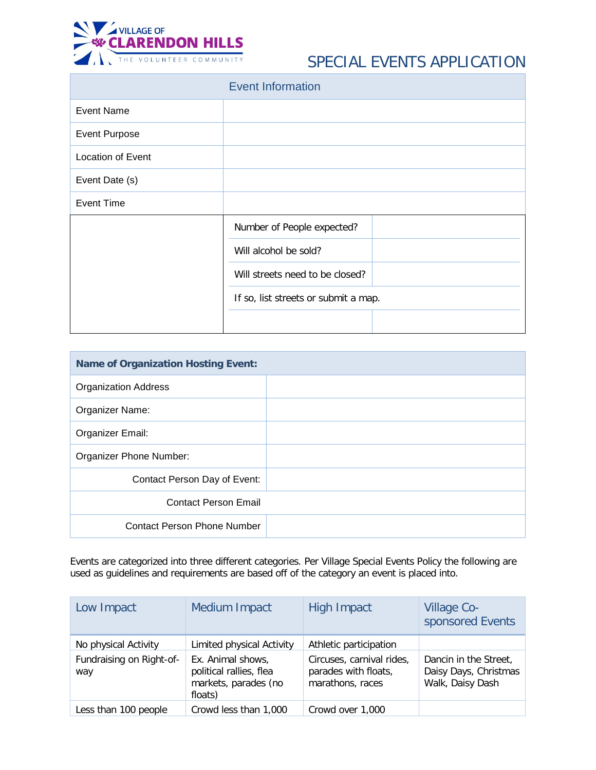VILLAGE OF
CLARENDON HILLS
THE VOLUNTEER COMMUNITY

# SPECIAL EVENTS APPLICATION

| Event Information | |
|---|---|
| Event Name | |
| Event Purpose | |
| Location of Event | |
| Event Date (s) | |
| Event Time | |

| Number of People expected? | |
|---|---|
| Will alcohol be sold? | |
| Will streets need to be closed? | |
| If so, list streets or submit a map. | |
| | |

| **Name of Organization Hosting Event:** | |
|---|---|
| Organization Address | |
| Organizer Name: | |
| Organizer Email: | |
| Organizer Phone Number: | |
| Contact Person Day of Event: | |
| Contact Person Email | |
| Contact Person Phone Number | |

Events are categorized into three different categories. Per Village Special Events Policy the following are used as guidelines and requirements are based off of the category an event is placed into.

| Low Impact | Medium Impact | High Impact | Village Co-sponsored Events |
|---|---|---|---|
| No physical Activity | Limited physical Activity | Athletic participation | |
| Fundraising on Right-of-way | Ex. Animal shows, political rallies, flea markets, parades (no floats) | Circuses, carnival rides, parades with floats, marathons, races | Dancin in the Street, Daisy Days, Christmas Walk, Daisy Dash |
| Less than 100 people | Crowd less than 1,000 | Crowd over 1,000 | |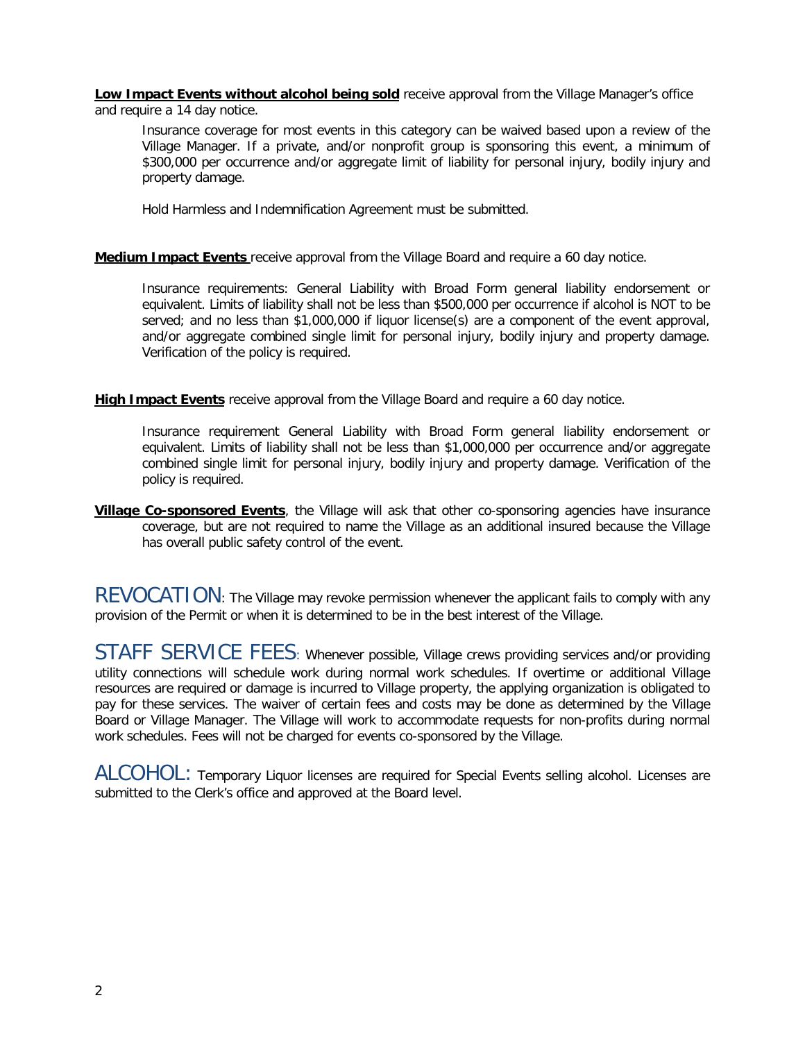**Low Impact Events without alcohol being sold** receive approval from the Village Manager's office and require a 14 day notice.

Insurance coverage for most events in this category can be waived based upon a review of the Village Manager. If a private, and/or nonprofit group is sponsoring this event, a minimum of $300,000 per occurrence and/or aggregate limit of liability for personal injury, bodily injury and property damage.

Hold Harmless and Indemnification Agreement must be submitted.

**Medium Impact Events** receive approval from the Village Board and require a 60 day notice.

Insurance requirements: General Liability with Broad Form general liability endorsement or equivalent. Limits of liability shall not be less than $500,000 per occurrence if alcohol is NOT to be served; and no less than $1,000,000 if liquor license(s) are a component of the event approval, and/or aggregate combined single limit for personal injury, bodily injury and property damage. Verification of the policy is required.

**High Impact Events** receive approval from the Village Board and require a 60 day notice.

Insurance requirement General Liability with Broad Form general liability endorsement or equivalent. Limits of liability shall not be less than $1,000,000 per occurrence and/or aggregate combined single limit for personal injury, bodily injury and property damage. Verification of the policy is required.

**Village Co-sponsored Events**, the Village will ask that other co-sponsoring agencies have insurance coverage, but are not required to name the Village as an additional insured because the Village has overall public safety control of the event.

## REVOCATION

The Village may revoke permission whenever the applicant fails to comply with any provision of the Permit or when it is determined to be in the best interest of the Village.

## STAFF SERVICE FEES

Whenever possible, Village crews providing services and/or providing utility connections will schedule work during normal work schedules. If overtime or additional Village resources are required or damage is incurred to Village property, the applying organization is obligated to pay for these services. The waiver of certain fees and costs may be done as determined by the Village Board or Village Manager. The Village will work to accommodate requests for non-profits during normal work schedules. Fees will not be charged for events co-sponsored by the Village.

## ALCOHOL

Temporary Liquor licenses are required for Special Events selling alcohol. Licenses are submitted to the Clerk's office and approved at the Board level.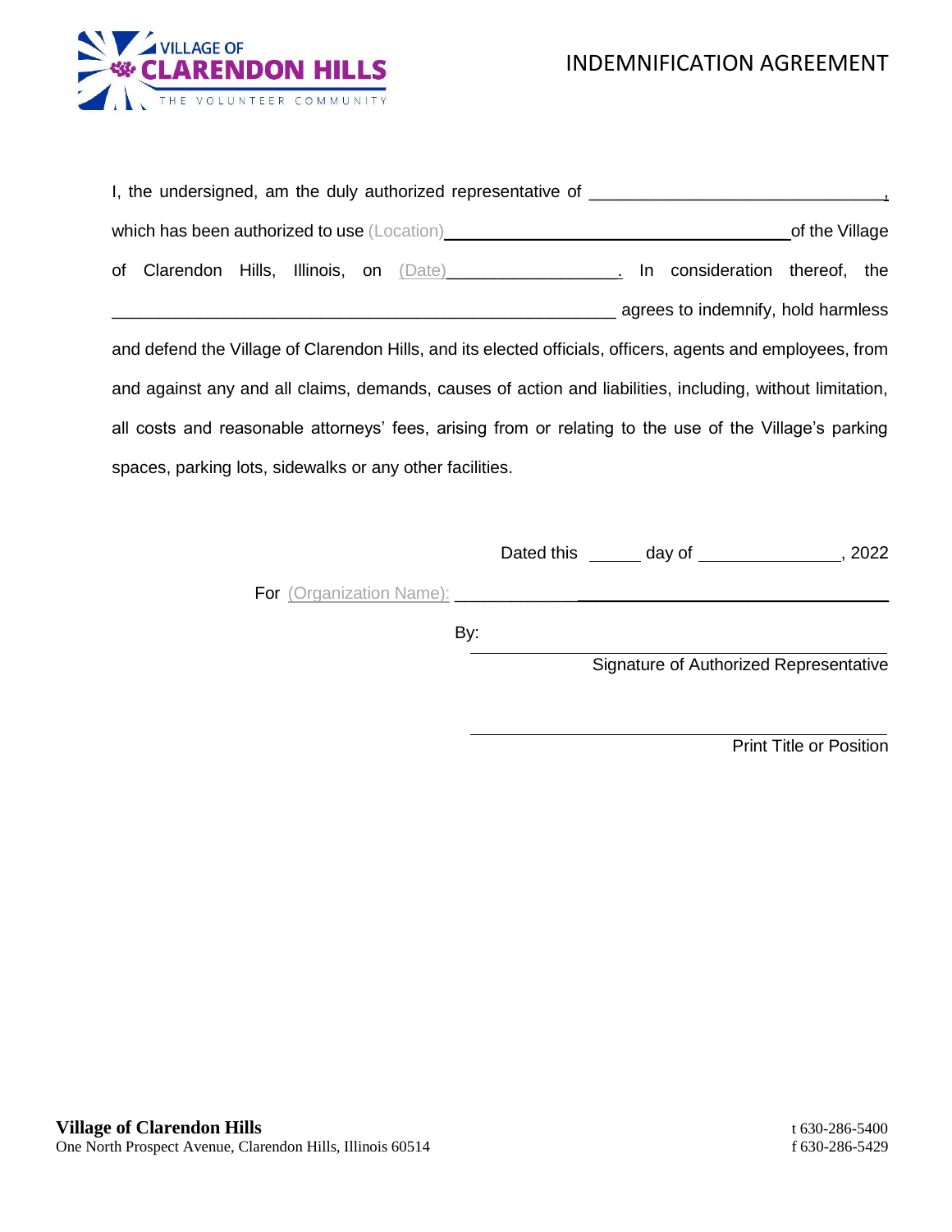VILLAGE OF CLARENDON HILLS

THE VOLUNTEER COMMUNITY

# INDEMNIFICATION AGREEMENT

I, the undersigned, am the duly authorized representative of ______________________________, which has been authorized to use (Location)____________________________________of the Village of Clarendon Hills, Illinois, on (Date)_________________. In consideration thereof, the ______________________________________________________ agrees to indemnify, hold harmless and defend the Village of Clarendon Hills, and its elected officials, officers, agents and employees, from and against any and all claims, demands, causes of action and liabilities, including, without limitation, all costs and reasonable attorneys' fees, arising from or relating to the use of the Village's parking spaces, parking lots, sidewalks or any other facilities.

Dated this _____ day of ______________, 2022

For (Organization Name): ________________________________

By: ________________________________

Signature of Authorized Representative

________________________________

Print Title or Position

**Village of Clarendon Hills**
One North Prospect Avenue, Clarendon Hills, Illinois 60514

t 630-286-5400
f 630-286-5429